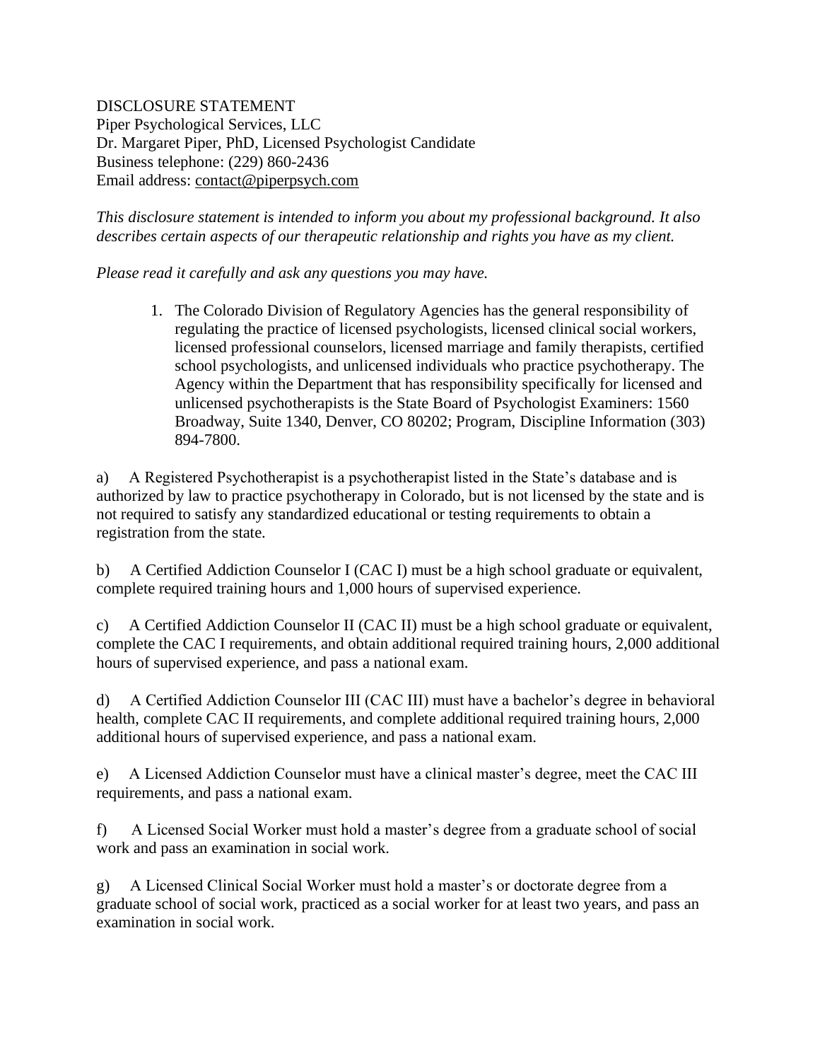DISCLOSURE STATEMENT
Piper Psychological Services, LLC
Dr. Margaret Piper, PhD, Licensed Psychologist Candidate
Business telephone: (229) 860-2436
Email address: contact@piperpsych.com

*This disclosure statement is intended to inform you about my professional background. It also describes certain aspects of our therapeutic relationship and rights you have as my client.*

*Please read it carefully and ask any questions you may have.*

1. The Colorado Division of Regulatory Agencies has the general responsibility of regulating the practice of licensed psychologists, licensed clinical social workers, licensed professional counselors, licensed marriage and family therapists, certified school psychologists, and unlicensed individuals who practice psychotherapy. The Agency within the Department that has responsibility specifically for licensed and unlicensed psychotherapists is the State Board of Psychologist Examiners: 1560 Broadway, Suite 1340, Denver, CO 80202; Program, Discipline Information (303) 894-7800.

a) A Registered Psychotherapist is a psychotherapist listed in the State's database and is authorized by law to practice psychotherapy in Colorado, but is not licensed by the state and is not required to satisfy any standardized educational or testing requirements to obtain a registration from the state.

b) A Certified Addiction Counselor I (CAC I) must be a high school graduate or equivalent, complete required training hours and 1,000 hours of supervised experience.

c) A Certified Addiction Counselor II (CAC II) must be a high school graduate or equivalent, complete the CAC I requirements, and obtain additional required training hours, 2,000 additional hours of supervised experience, and pass a national exam.

d) A Certified Addiction Counselor III (CAC III) must have a bachelor's degree in behavioral health, complete CAC II requirements, and complete additional required training hours, 2,000 additional hours of supervised experience, and pass a national exam.

e) A Licensed Addiction Counselor must have a clinical master's degree, meet the CAC III requirements, and pass a national exam.

f) A Licensed Social Worker must hold a master's degree from a graduate school of social work and pass an examination in social work.

g) A Licensed Clinical Social Worker must hold a master's or doctorate degree from a graduate school of social work, practiced as a social worker for at least two years, and pass an examination in social work.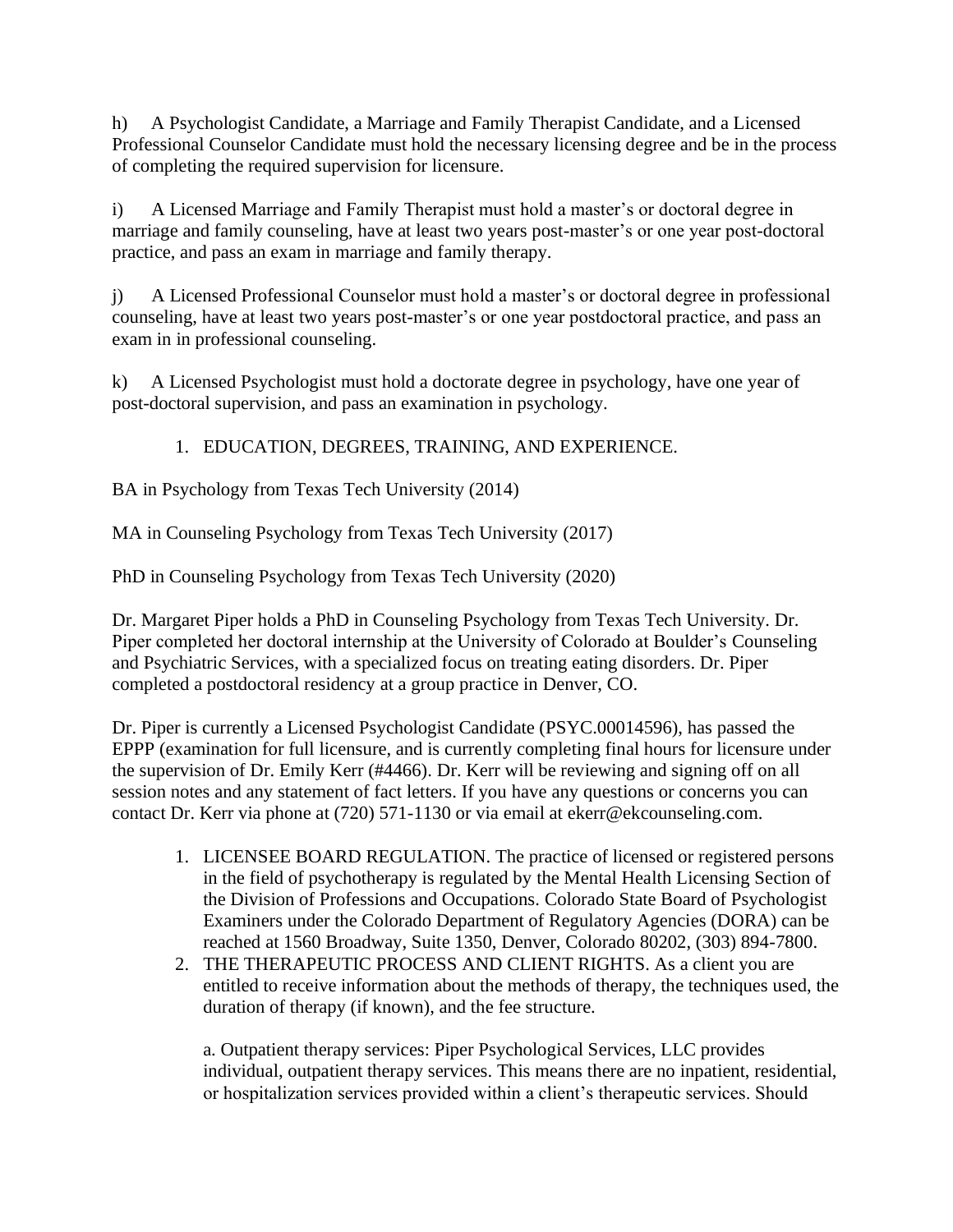h) A Psychologist Candidate, a Marriage and Family Therapist Candidate, and a Licensed Professional Counselor Candidate must hold the necessary licensing degree and be in the process of completing the required supervision for licensure.

i) A Licensed Marriage and Family Therapist must hold a master's or doctoral degree in marriage and family counseling, have at least two years post-master's or one year post-doctoral practice, and pass an exam in marriage and family therapy.

j) A Licensed Professional Counselor must hold a master's or doctoral degree in professional counseling, have at least two years post-master's or one year postdoctoral practice, and pass an exam in in professional counseling.

k) A Licensed Psychologist must hold a doctorate degree in psychology, have one year of post-doctoral supervision, and pass an examination in psychology.

1. EDUCATION, DEGREES, TRAINING, AND EXPERIENCE.

BA in Psychology from Texas Tech University (2014)

MA in Counseling Psychology from Texas Tech University (2017)

PhD in Counseling Psychology from Texas Tech University (2020)

Dr. Margaret Piper holds a PhD in Counseling Psychology from Texas Tech University. Dr. Piper completed her doctoral internship at the University of Colorado at Boulder's Counseling and Psychiatric Services, with a specialized focus on treating eating disorders. Dr. Piper completed a postdoctoral residency at a group practice in Denver, CO.

Dr. Piper is currently a Licensed Psychologist Candidate (PSYC.00014596), has passed the EPPP (examination for full licensure, and is currently completing final hours for licensure under the supervision of Dr. Emily Kerr (#4466). Dr. Kerr will be reviewing and signing off on all session notes and any statement of fact letters. If you have any questions or concerns you can contact Dr. Kerr via phone at (720) 571-1130 or via email at ekerr@ekcounseling.com.

1. LICENSEE BOARD REGULATION. The practice of licensed or registered persons in the field of psychotherapy is regulated by the Mental Health Licensing Section of the Division of Professions and Occupations. Colorado State Board of Psychologist Examiners under the Colorado Department of Regulatory Agencies (DORA) can be reached at 1560 Broadway, Suite 1350, Denver, Colorado 80202, (303) 894-7800.
2. THE THERAPEUTIC PROCESS AND CLIENT RIGHTS. As a client you are entitled to receive information about the methods of therapy, the techniques used, the duration of therapy (if known), and the fee structure.

   a. Outpatient therapy services: Piper Psychological Services, LLC provides individual, outpatient therapy services. This means there are no inpatient, residential, or hospitalization services provided within a client's therapeutic services. Should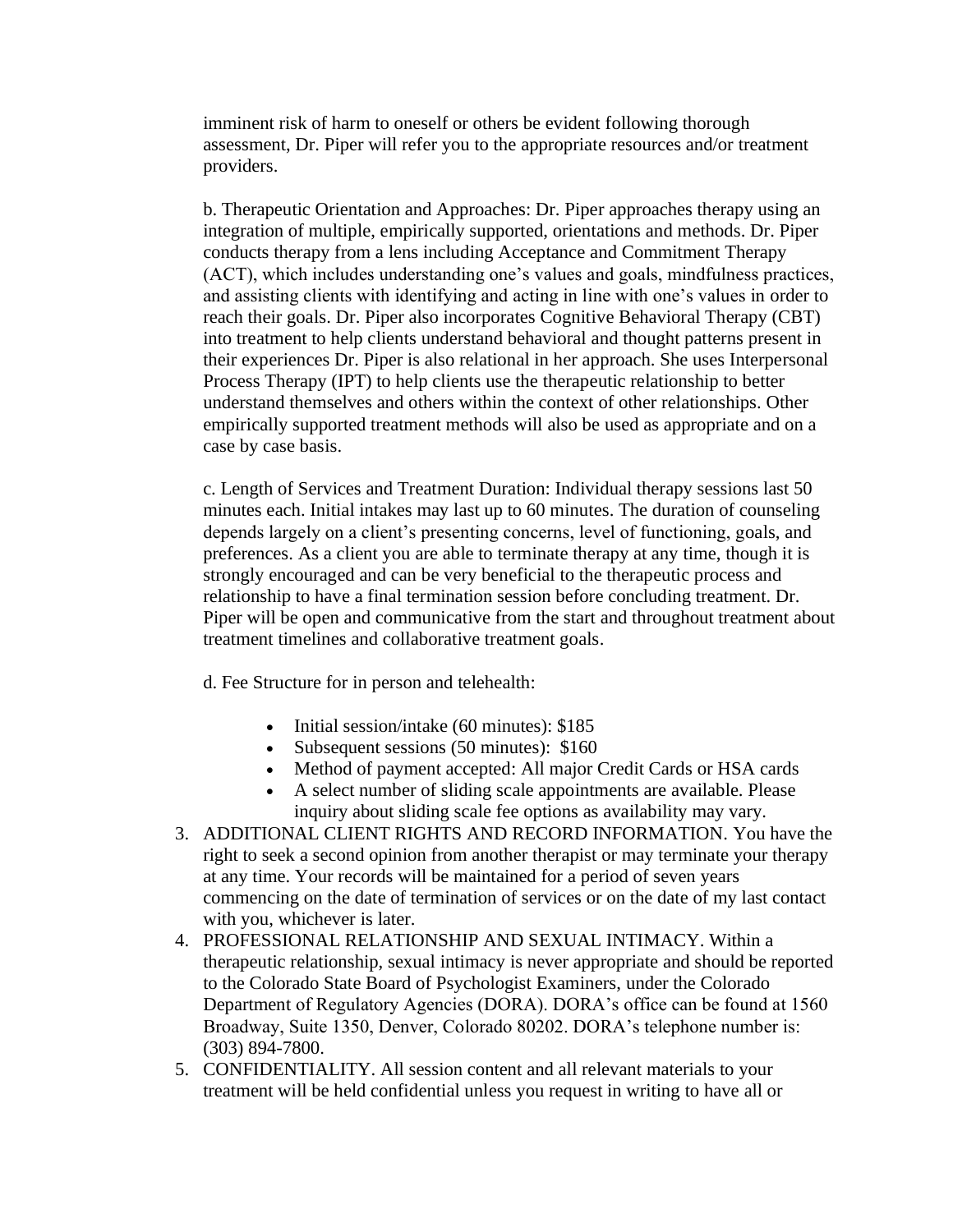imminent risk of harm to oneself or others be evident following thorough assessment, Dr. Piper will refer you to the appropriate resources and/or treatment providers.

b. Therapeutic Orientation and Approaches: Dr. Piper approaches therapy using an integration of multiple, empirically supported, orientations and methods. Dr. Piper conducts therapy from a lens including Acceptance and Commitment Therapy (ACT), which includes understanding one's values and goals, mindfulness practices, and assisting clients with identifying and acting in line with one's values in order to reach their goals. Dr. Piper also incorporates Cognitive Behavioral Therapy (CBT) into treatment to help clients understand behavioral and thought patterns present in their experiences Dr. Piper is also relational in her approach. She uses Interpersonal Process Therapy (IPT) to help clients use the therapeutic relationship to better understand themselves and others within the context of other relationships. Other empirically supported treatment methods will also be used as appropriate and on a case by case basis.

c. Length of Services and Treatment Duration: Individual therapy sessions last 50 minutes each. Initial intakes may last up to 60 minutes. The duration of counseling depends largely on a client's presenting concerns, level of functioning, goals, and preferences. As a client you are able to terminate therapy at any time, though it is strongly encouraged and can be very beneficial to the therapeutic process and relationship to have a final termination session before concluding treatment. Dr. Piper will be open and communicative from the start and throughout treatment about treatment timelines and collaborative treatment goals.

d. Fee Structure for in person and telehealth:

- Initial session/intake (60 minutes): $185
- Subsequent sessions (50 minutes): $160
- Method of payment accepted: All major Credit Cards or HSA cards
- A select number of sliding scale appointments are available. Please inquiry about sliding scale fee options as availability may vary.

3. ADDITIONAL CLIENT RIGHTS AND RECORD INFORMATION. You have the right to seek a second opinion from another therapist or may terminate your therapy at any time. Your records will be maintained for a period of seven years commencing on the date of termination of services or on the date of my last contact with you, whichever is later.
4. PROFESSIONAL RELATIONSHIP AND SEXUAL INTIMACY. Within a therapeutic relationship, sexual intimacy is never appropriate and should be reported to the Colorado State Board of Psychologist Examiners, under the Colorado Department of Regulatory Agencies (DORA). DORA's office can be found at 1560 Broadway, Suite 1350, Denver, Colorado 80202. DORA's telephone number is: (303) 894-7800.
5. CONFIDENTIALITY. All session content and all relevant materials to your treatment will be held confidential unless you request in writing to have all or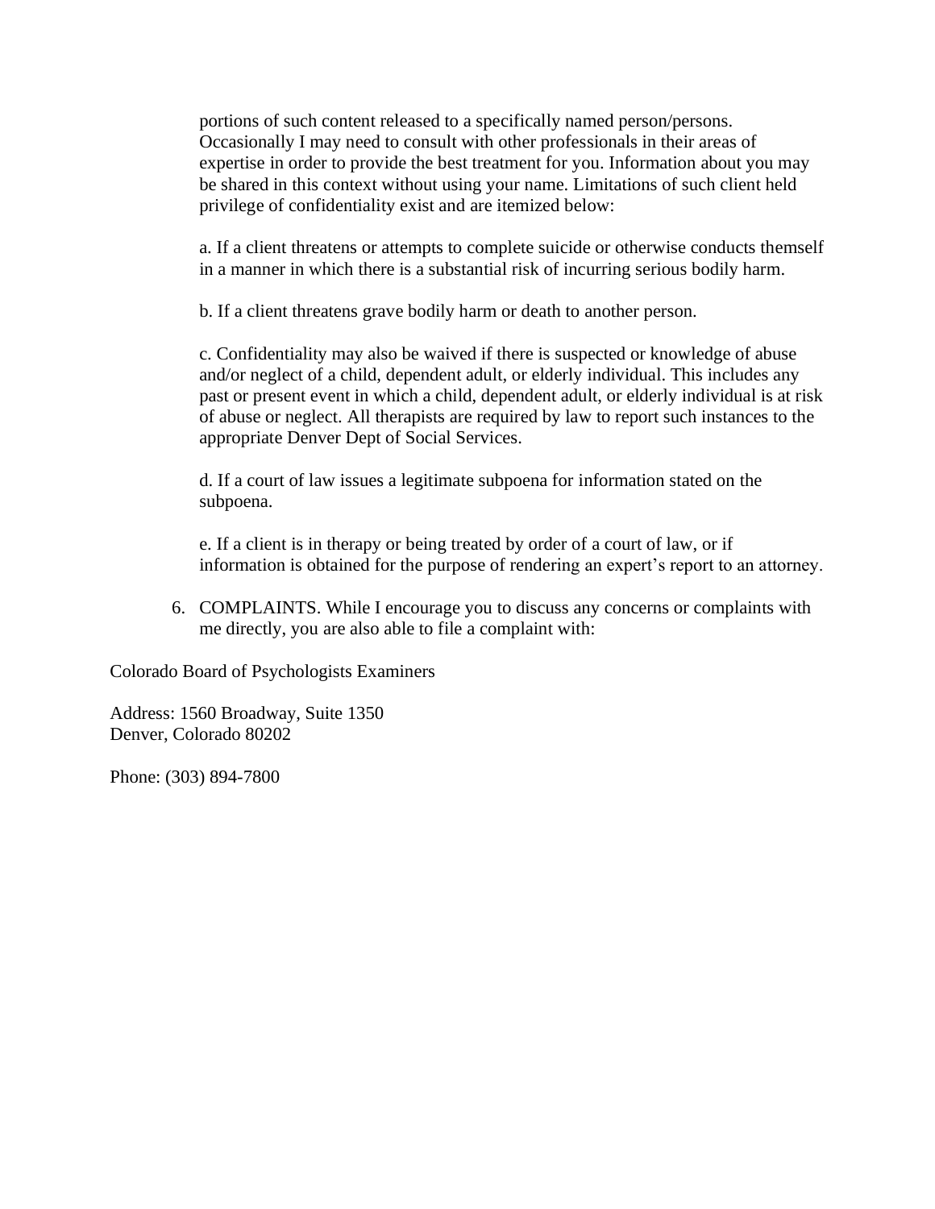portions of such content released to a specifically named person/persons. Occasionally I may need to consult with other professionals in their areas of expertise in order to provide the best treatment for you. Information about you may be shared in this context without using your name. Limitations of such client held privilege of confidentiality exist and are itemized below:

a. If a client threatens or attempts to complete suicide or otherwise conducts themself in a manner in which there is a substantial risk of incurring serious bodily harm.

b. If a client threatens grave bodily harm or death to another person.

c. Confidentiality may also be waived if there is suspected or knowledge of abuse and/or neglect of a child, dependent adult, or elderly individual. This includes any past or present event in which a child, dependent adult, or elderly individual is at risk of abuse or neglect. All therapists are required by law to report such instances to the appropriate Denver Dept of Social Services.

d. If a court of law issues a legitimate subpoena for information stated on the subpoena.

e. If a client is in therapy or being treated by order of a court of law, or if information is obtained for the purpose of rendering an expert's report to an attorney.

6. COMPLAINTS. While I encourage you to discuss any concerns or complaints with me directly, you are also able to file a complaint with:

Colorado Board of Psychologists Examiners

Address: 1560 Broadway, Suite 1350
Denver, Colorado 80202

Phone: (303) 894-7800